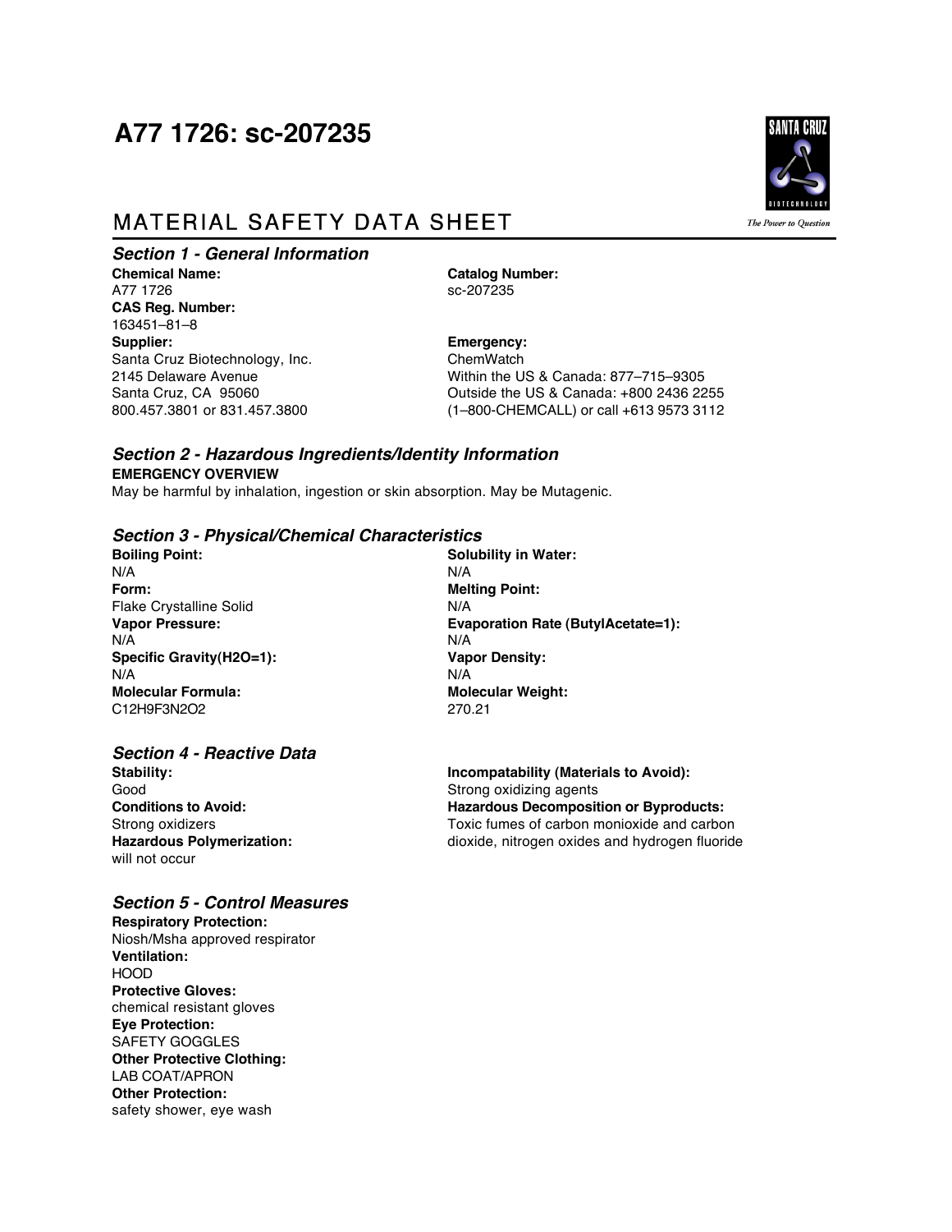# A77 1726: sc-207235

## MATERIAL SAFETY DATA SHEET

### Section 1 - General Information

**Chemical Name:**
A77 1726

**CAS Reg. Number:**
163451–81–8

**Supplier:**
Santa Cruz Biotechnology, Inc.
2145 Delaware Avenue
Santa Cruz, CA 95060
800.457.3801 or 831.457.3800

**Catalog Number:**
sc-207235

**Emergency:**
ChemWatch
Within the US & Canada: 877–715–9305
Outside the US & Canada: +800 2436 2255
(1–800-CHEMCALL) or call +613 9573 3112

### Section 2 - Hazardous Ingredients/Identity Information

**EMERGENCY OVERVIEW**

May be harmful by inhalation, ingestion or skin absorption. May be Mutagenic.

### Section 3 - Physical/Chemical Characteristics

**Boiling Point:**
N/A

**Form:**
Flake Crystalline Solid

**Vapor Pressure:**
N/A

**Specific Gravity(H2O=1):**
N/A

**Molecular Formula:**
$C_{12}H_9F_3N_2O_2$

**Solubility in Water:**
N/A

**Melting Point:**
N/A

**Evaporation Rate (ButylAcetate=1):**
N/A

**Vapor Density:**
N/A

**Molecular Weight:**
270.21

### Section 4 - Reactive Data

**Stability:**
Good

**Conditions to Avoid:**
Strong oxidizers

**Hazardous Polymerization:**
will not occur

**Incompatability (Materials to Avoid):**
Strong oxidizing agents

**Hazardous Decomposition or Byproducts:**
Toxic fumes of carbon monioxide and carbon dioxide, nitrogen oxides and hydrogen fluoride

### Section 5 - Control Measures

**Respiratory Protection:**
Niosh/Msha approved respirator

**Ventilation:**
HOOD

**Protective Gloves:**
chemical resistant gloves

**Eye Protection:**
SAFETY GOGGLES

**Other Protective Clothing:**
LAB COAT/APRON

**Other Protection:**
safety shower, eye wash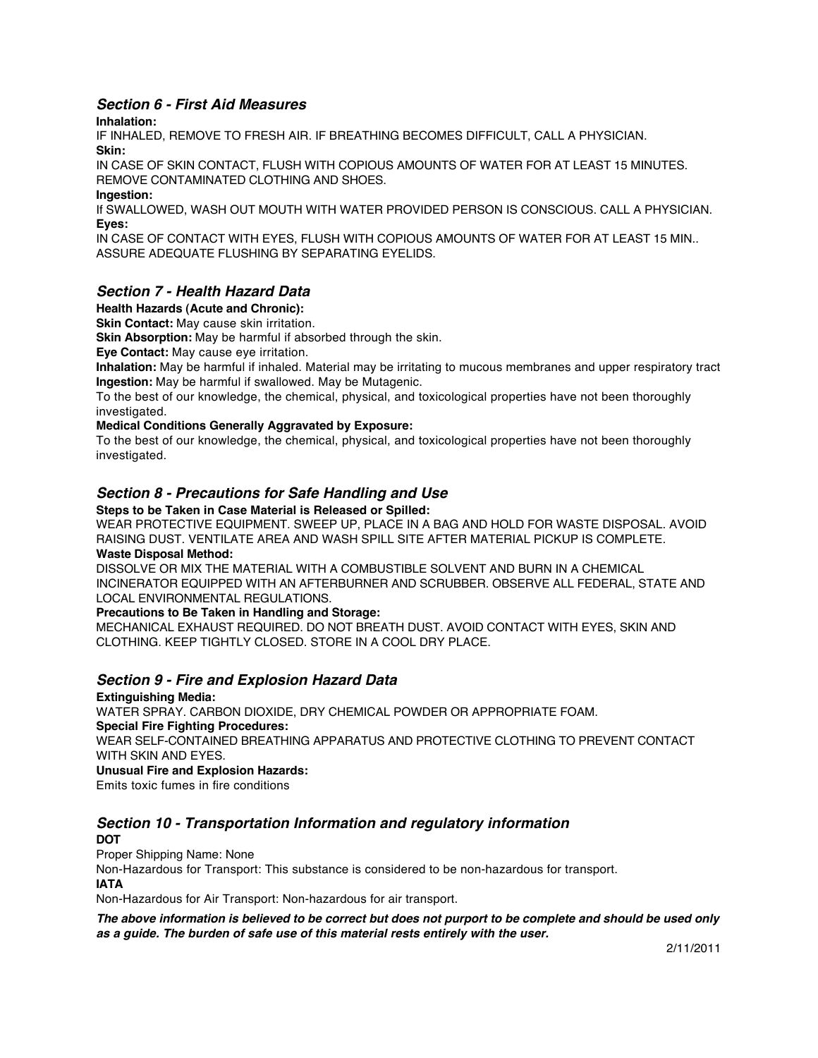## *Section 6 - First Aid Measures*

**Inhalation:**

IF INHALED, REMOVE TO FRESH AIR. IF BREATHING BECOMES DIFFICULT, CALL A PHYSICIAN.

**Skin:**

IN CASE OF SKIN CONTACT, FLUSH WITH COPIOUS AMOUNTS OF WATER FOR AT LEAST 15 MINUTES. REMOVE CONTAMINATED CLOTHING AND SHOES.

**Ingestion:**

If SWALLOWED, WASH OUT MOUTH WITH WATER PROVIDED PERSON IS CONSCIOUS. CALL A PHYSICIAN.

**Eyes:**

IN CASE OF CONTACT WITH EYES, FLUSH WITH COPIOUS AMOUNTS OF WATER FOR AT LEAST 15 MIN.. ASSURE ADEQUATE FLUSHING BY SEPARATING EYELIDS.

## *Section 7 - Health Hazard Data*

**Health Hazards (Acute and Chronic):**

**Skin Contact:** May cause skin irritation.

**Skin Absorption:** May be harmful if absorbed through the skin.

**Eye Contact:** May cause eye irritation.

**Inhalation:** May be harmful if inhaled. Material may be irritating to mucous membranes and upper respiratory tract

**Ingestion:** May be harmful if swallowed. May be Mutagenic.

To the best of our knowledge, the chemical, physical, and toxicological properties have not been thoroughly investigated.

**Medical Conditions Generally Aggravated by Exposure:**

To the best of our knowledge, the chemical, physical, and toxicological properties have not been thoroughly investigated.

## *Section 8 - Precautions for Safe Handling and Use*

**Steps to be Taken in Case Material is Released or Spilled:**

WEAR PROTECTIVE EQUIPMENT. SWEEP UP, PLACE IN A BAG AND HOLD FOR WASTE DISPOSAL. AVOID RAISING DUST. VENTILATE AREA AND WASH SPILL SITE AFTER MATERIAL PICKUP IS COMPLETE.

**Waste Disposal Method:**

DISSOLVE OR MIX THE MATERIAL WITH A COMBUSTIBLE SOLVENT AND BURN IN A CHEMICAL INCINERATOR EQUIPPED WITH AN AFTERBURNER AND SCRUBBER. OBSERVE ALL FEDERAL, STATE AND LOCAL ENVIRONMENTAL REGULATIONS.

**Precautions to Be Taken in Handling and Storage:**

MECHANICAL EXHAUST REQUIRED. DO NOT BREATH DUST. AVOID CONTACT WITH EYES, SKIN AND CLOTHING. KEEP TIGHTLY CLOSED. STORE IN A COOL DRY PLACE.

## *Section 9 - Fire and Explosion Hazard Data*

**Extinguishing Media:**

WATER SPRAY. CARBON DIOXIDE, DRY CHEMICAL POWDER OR APPROPRIATE FOAM.

**Special Fire Fighting Procedures:**

WEAR SELF-CONTAINED BREATHING APPARATUS AND PROTECTIVE CLOTHING TO PREVENT CONTACT WITH SKIN AND EYES.

**Unusual Fire and Explosion Hazards:**

Emits toxic fumes in fire conditions

## *Section 10 - Transportation Information and regulatory information*

**DOT**

Proper Shipping Name: None

Non-Hazardous for Transport: This substance is considered to be non-hazardous for transport.

**IATA**

Non-Hazardous for Air Transport: Non-hazardous for air transport.

***The above information is believed to be correct but does not purport to be complete and should be used only as a guide. The burden of safe use of this material rests entirely with the user.***

2/11/2011